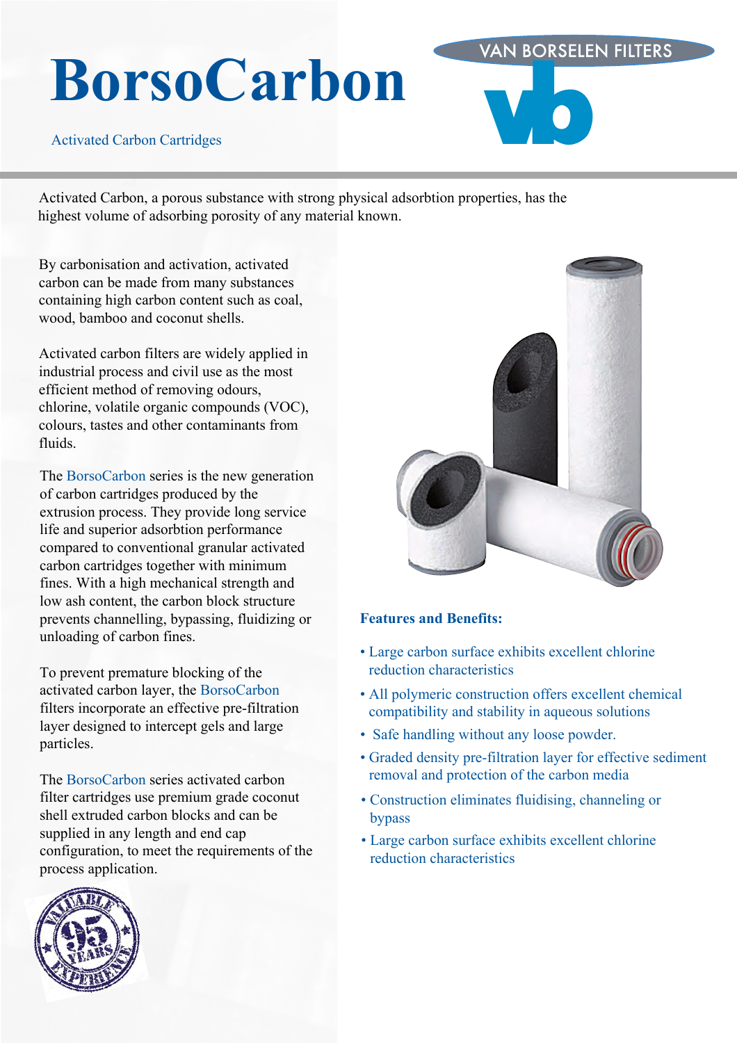# BorsoCarbon

Activated Carbon Cartridges

VAN BORSELEN FILTERS

Activated Carbon, a porous substance with strong physical adsorbtion properties, has the highest volume of adsorbing porosity of any material known.

By carbonisation and activation, activated carbon can be made from many substances containing high carbon content such as coal, wood, bamboo and coconut shells.

Activated carbon filters are widely applied in industrial process and civil use as the most efficient method of removing odours, chlorine, volatile organic compounds (VOC), colours, tastes and other contaminants from fluids.

The BorsoCarbon series is the new generation of carbon cartridges produced by the extrusion process. They provide long service life and superior adsorbtion performance compared to conventional granular activated carbon cartridges together with minimum fines. With a high mechanical strength and low ash content, the carbon block structure prevents channelling, bypassing, fluidizing or unloading of carbon fines.

To prevent premature blocking of the activated carbon layer, the BorsoCarbon filters incorporate an effective pre-filtration layer designed to intercept gels and large particles.

The BorsoCarbon series activated carbon filter cartridges use premium grade coconut shell extruded carbon blocks and can be supplied in any length and end cap configuration, to meet the requirements of the process application.

VALUABLE 95 YEARS EXPERIENCE

### Features and Benefits:

- Large carbon surface exhibits excellent chlorine reduction characteristics
- All polymeric construction offers excellent chemical compatibility and stability in aqueous solutions
- Safe handling without any loose powder.
- Graded density pre-filtration layer for effective sediment removal and protection of the carbon media
- Construction eliminates fluidising, channeling or bypass
- Large carbon surface exhibits excellent chlorine reduction characteristics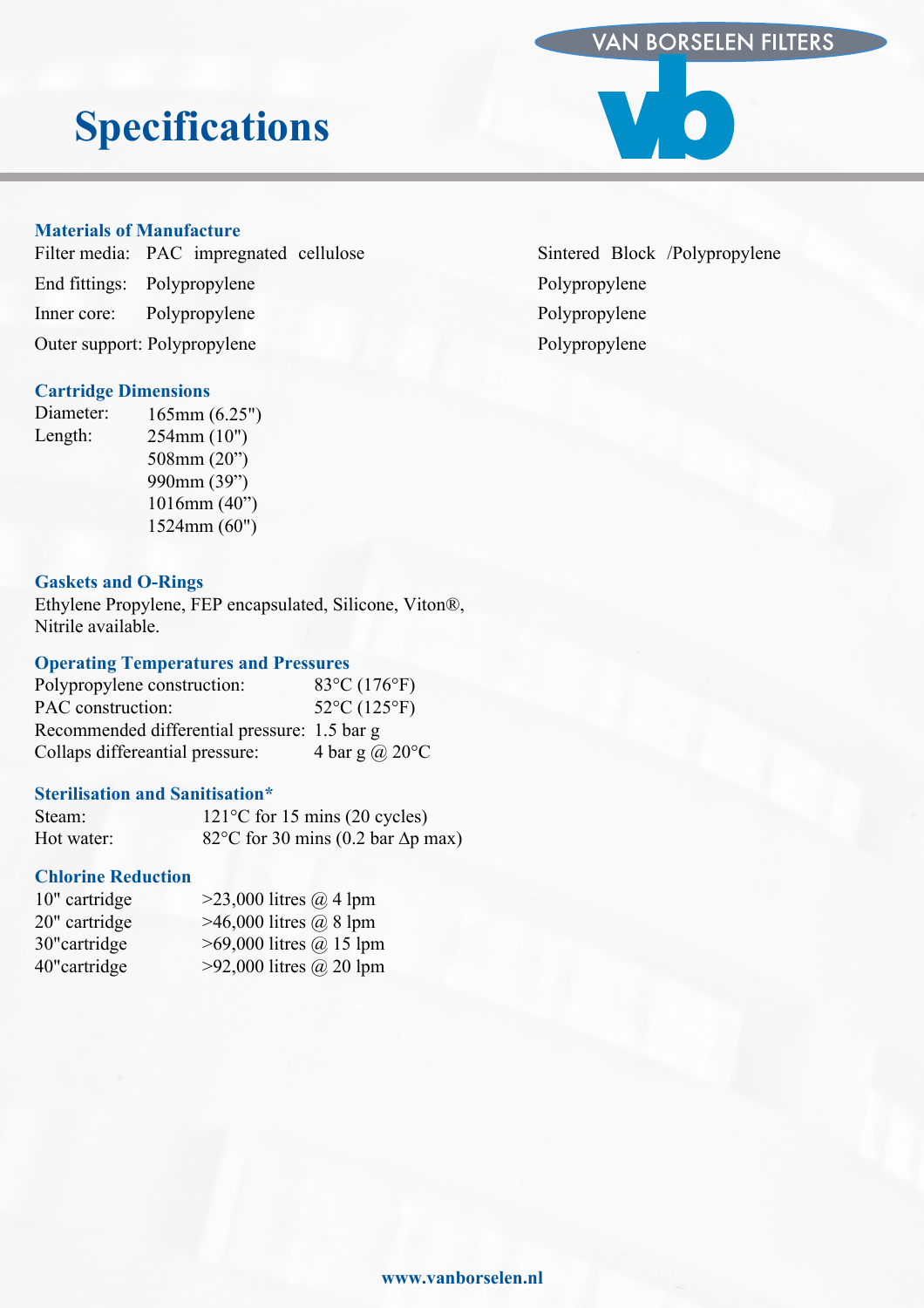# Specifications

### Materials of Manufacture

| | | |
|---|---|---|
| Filter media: | PAC impregnated cellulose | Sintered Block /Polypropylene |
| End fittings: | Polypropylene | Polypropylene |
| Inner core: | Polypropylene | Polypropylene |
| Outer support: | Polypropylene | Polypropylene |

### Cartridge Dimensions

Diameter: 165mm (6.25")

Length: 254mm (10")
508mm (20")
990mm (39")
1016mm (40")
1524mm (60")

### Gaskets and O-Rings

Ethylene Propylene, FEP encapsulated, Silicone, Viton®, Nitrile available.

### Operating Temperatures and Pressures

| | |
|---|---|
| Polypropylene construction: | 83°C (176°F) |
| PAC construction: | 52°C (125°F) |
| Recommended differential pressure: | 1.5 bar g |
| Collaps differeantial pressure: | 4 bar g @ 20°C |

### Sterilisation and Sanitisation*

| | |
|---|---|
| Steam: | 121°C for 15 mins (20 cycles) |
| Hot water: | 82°C for 30 mins (0.2 bar Δp max) |

### Chlorine Reduction

| | |
|---|---|
| 10" cartridge | >23,000 litres @ 4 lpm |
| 20" cartridge | >46,000 litres @ 8 lpm |
| 30"cartridge | >69,000 litres @ 15 lpm |
| 40"cartridge | >92,000 litres @ 20 lpm |

www.vanborselen.nl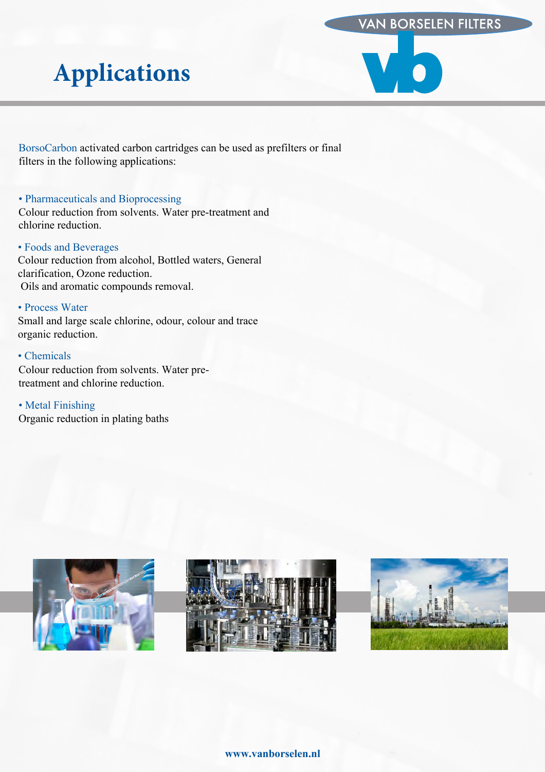# Applications

BorsoCarbon activated carbon cartridges can be used as prefilters or final filters in the following applications:

- Pharmaceuticals and Bioprocessing

Colour reduction from solvents. Water pre-treatment and chlorine reduction.

- Foods and Beverages

Colour reduction from alcohol, Bottled waters, General clarification, Ozone reduction.
Oils and aromatic compounds removal.

- Process Water

Small and large scale chlorine, odour, colour and trace organic reduction.

- Chemicals

Colour reduction from solvents. Water pre-treatment and chlorine reduction.

- Metal Finishing

Organic reduction in plating baths

www.vanborselen.nl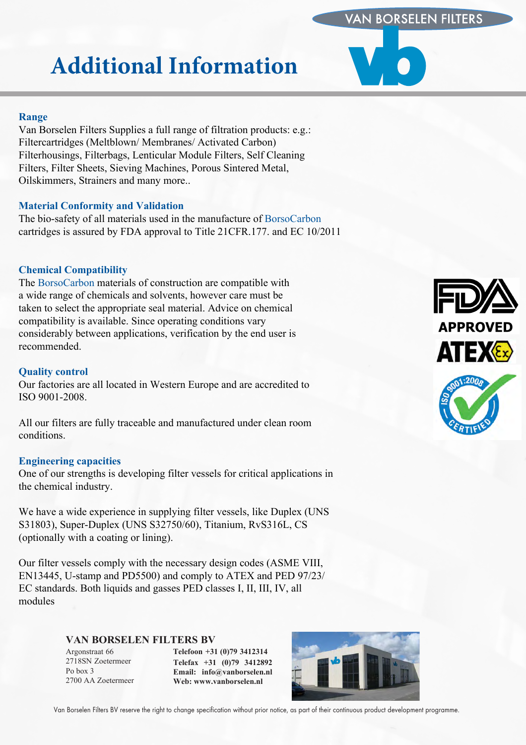# Additional Information

### Range

Van Borselen Filters Supplies a full range of filtration products: e.g.: Filtercartridges (Meltblown/ Membranes/ Activated Carbon) Filterhousings, Filterbags, Lenticular Module Filters, Self Cleaning Filters, Filter Sheets, Sieving Machines, Porous Sintered Metal, Oilskimmers, Strainers and many more..

### Material Conformity and Validation

The bio-safety of all materials used in the manufacture of BorsoCarbon cartridges is assured by FDA approval to Title 21CFR.177. and EC 10/2011

### Chemical Compatibility

The BorsoCarbon materials of construction are compatible with a wide range of chemicals and solvents, however care must be taken to select the appropriate seal material. Advice on chemical compatibility is available. Since operating conditions vary considerably between applications, verification by the end user is recommended.

### Quality control

Our factories are all located in Western Europe and are accredited to ISO 9001-2008.

All our filters are fully traceable and manufactured under clean room conditions.

### Engineering capacities

One of our strengths is developing filter vessels for critical applications in the chemical industry.

We have a wide experience in supplying filter vessels, like Duplex (UNS S31803), Super-Duplex (UNS S32750/60), Titanium, RvS316L, CS (optionally with a coating or lining).

Our filter vessels comply with the necessary design codes (ASME VIII, EN13445, U-stamp and PD5500) and comply to ATEX and PED 97/23/ EC standards. Both liquids and gasses PED classes I, II, III, IV, all modules

**VAN BORSELEN FILTERS BV**

Argonstraat 66
2718SN Zoetermeer
Po box 3
2700 AA Zoetermeer

**Telefoon +31 (0)79 3412314**
**Telefax +31 (0)79 3412892**
**Email: info@vanborselen.nl**
**Web: www.vanborselen.nl**

Van Borselen Filters BV reserve the right to change specification without prior notice, as part of their continuous product development programme.